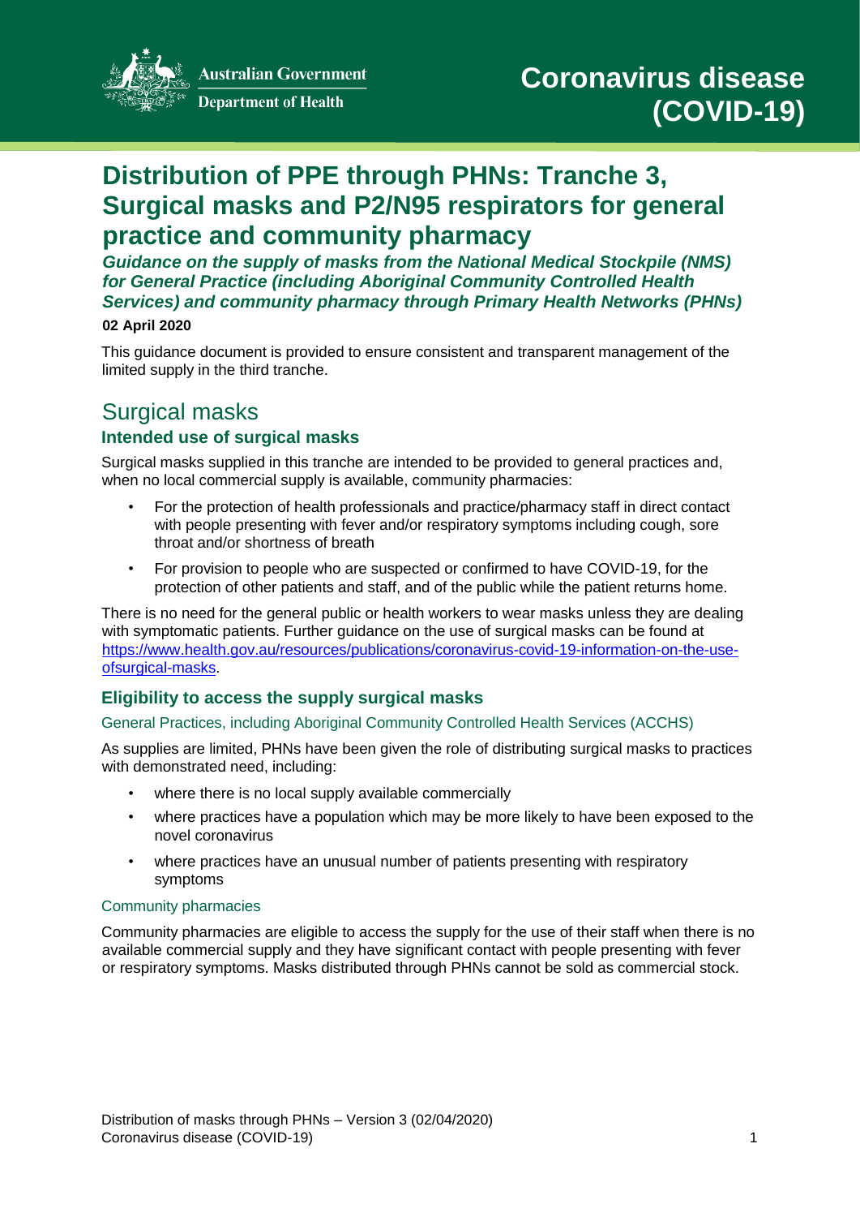Australian Government
Department of Health

Coronavirus disease (COVID-19)

# Distribution of PPE through PHNs: Tranche 3, Surgical masks and P2/N95 respirators for general practice and community pharmacy

***Guidance on the supply of masks from the National Medical Stockpile (NMS) for General Practice (including Aboriginal Community Controlled Health Services) and community pharmacy through Primary Health Networks (PHNs)***

**02 April 2020**

This guidance document is provided to ensure consistent and transparent management of the limited supply in the third tranche.

## Surgical masks

### Intended use of surgical masks

Surgical masks supplied in this tranche are intended to be provided to general practices and, when no local commercial supply is available, community pharmacies:

- For the protection of health professionals and practice/pharmacy staff in direct contact with people presenting with fever and/or respiratory symptoms including cough, sore throat and/or shortness of breath
- For provision to people who are suspected or confirmed to have COVID-19, for the protection of other patients and staff, and of the public while the patient returns home.

There is no need for the general public or health workers to wear masks unless they are dealing with symptomatic patients. Further guidance on the use of surgical masks can be found at [https://www.health.gov.au/resources/publications/coronavirus-covid-19-information-on-the-use-ofsurgical-masks](https://www.health.gov.au/resources/publications/coronavirus-covid-19-information-on-the-use-ofsurgical-masks).

### Eligibility to access the supply surgical masks

#### General Practices, including Aboriginal Community Controlled Health Services (ACCHS)

As supplies are limited, PHNs have been given the role of distributing surgical masks to practices with demonstrated need, including:

- where there is no local supply available commercially
- where practices have a population which may be more likely to have been exposed to the novel coronavirus
- where practices have an unusual number of patients presenting with respiratory symptoms

#### Community pharmacies

Community pharmacies are eligible to access the supply for the use of their staff when there is no available commercial supply and they have significant contact with people presenting with fever or respiratory symptoms. Masks distributed through PHNs cannot be sold as commercial stock.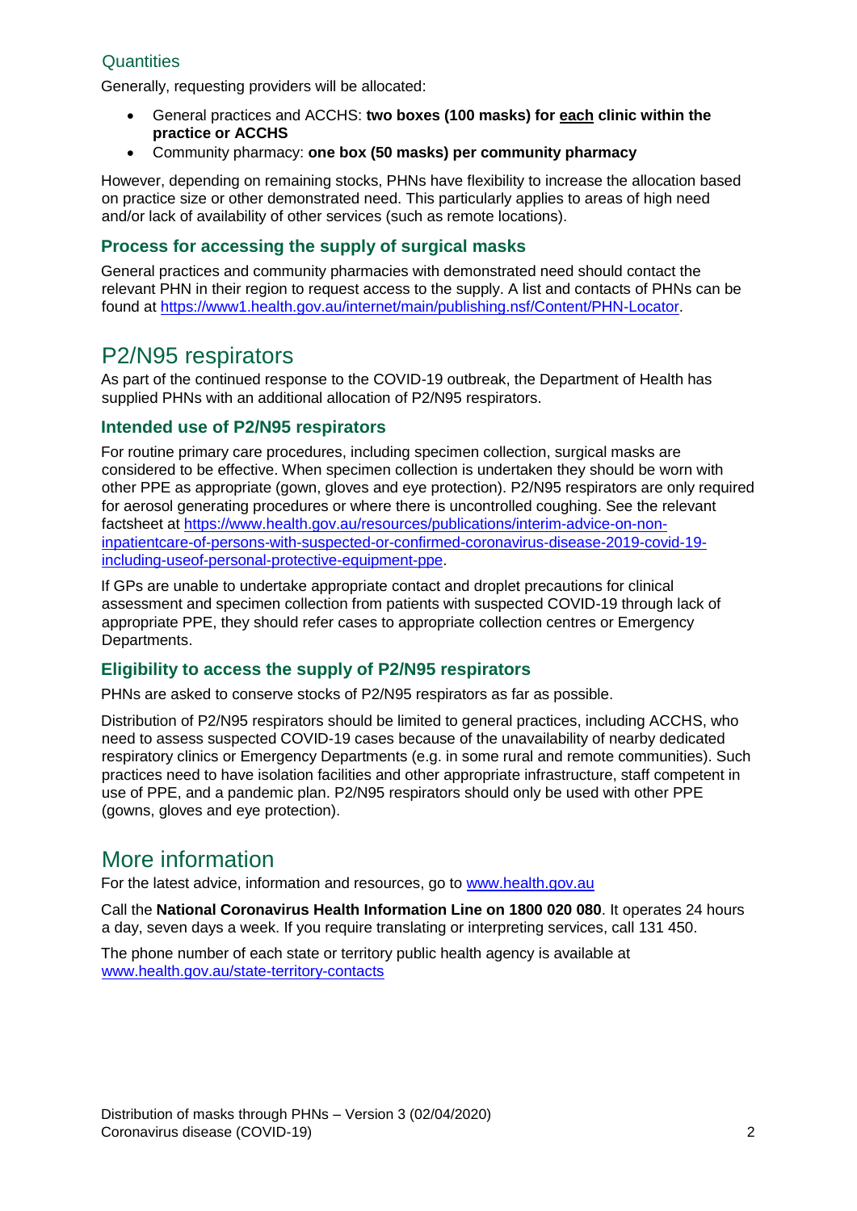### Quantities

Generally, requesting providers will be allocated:

- General practices and ACCHS: **two boxes (100 masks) for <u>each</u> clinic within the practice or ACCHS**
- Community pharmacy: **one box (50 masks) per community pharmacy**

However, depending on remaining stocks, PHNs have flexibility to increase the allocation based on practice size or other demonstrated need. This particularly applies to areas of high need and/or lack of availability of other services (such as remote locations).

### Process for accessing the supply of surgical masks

General practices and community pharmacies with demonstrated need should contact the relevant PHN in their region to request access to the supply. A list and contacts of PHNs can be found at [https://www1.health.gov.au/internet/main/publishing.nsf/Content/PHN-Locator](https://www1.health.gov.au/internet/main/publishing.nsf/Content/PHN-Locator).

## P2/N95 respirators

As part of the continued response to the COVID-19 outbreak, the Department of Health has supplied PHNs with an additional allocation of P2/N95 respirators.

### Intended use of P2/N95 respirators

For routine primary care procedures, including specimen collection, surgical masks are considered to be effective. When specimen collection is undertaken they should be worn with other PPE as appropriate (gown, gloves and eye protection). P2/N95 respirators are only required for aerosol generating procedures or where there is uncontrolled coughing. See the relevant factsheet at [https://www.health.gov.au/resources/publications/interim-advice-on-non-inpatientcare-of-persons-with-suspected-or-confirmed-coronavirus-disease-2019-covid-19-including-useof-personal-protective-equipment-ppe](https://www.health.gov.au/resources/publications/interim-advice-on-non-inpatientcare-of-persons-with-suspected-or-confirmed-coronavirus-disease-2019-covid-19-including-useof-personal-protective-equipment-ppe).

If GPs are unable to undertake appropriate contact and droplet precautions for clinical assessment and specimen collection from patients with suspected COVID-19 through lack of appropriate PPE, they should refer cases to appropriate collection centres or Emergency Departments.

### Eligibility to access the supply of P2/N95 respirators

PHNs are asked to conserve stocks of P2/N95 respirators as far as possible.

Distribution of P2/N95 respirators should be limited to general practices, including ACCHS, who need to assess suspected COVID-19 cases because of the unavailability of nearby dedicated respiratory clinics or Emergency Departments (e.g. in some rural and remote communities). Such practices need to have isolation facilities and other appropriate infrastructure, staff competent in use of PPE, and a pandemic plan. P2/N95 respirators should only be used with other PPE (gowns, gloves and eye protection).

## More information

For the latest advice, information and resources, go to [www.health.gov.au](http://www.health.gov.au)

Call the **National Coronavirus Health Information Line on 1800 020 080**. It operates 24 hours a day, seven days a week. If you require translating or interpreting services, call 131 450.

The phone number of each state or territory public health agency is available at [www.health.gov.au/state-territory-contacts](http://www.health.gov.au/state-territory-contacts)